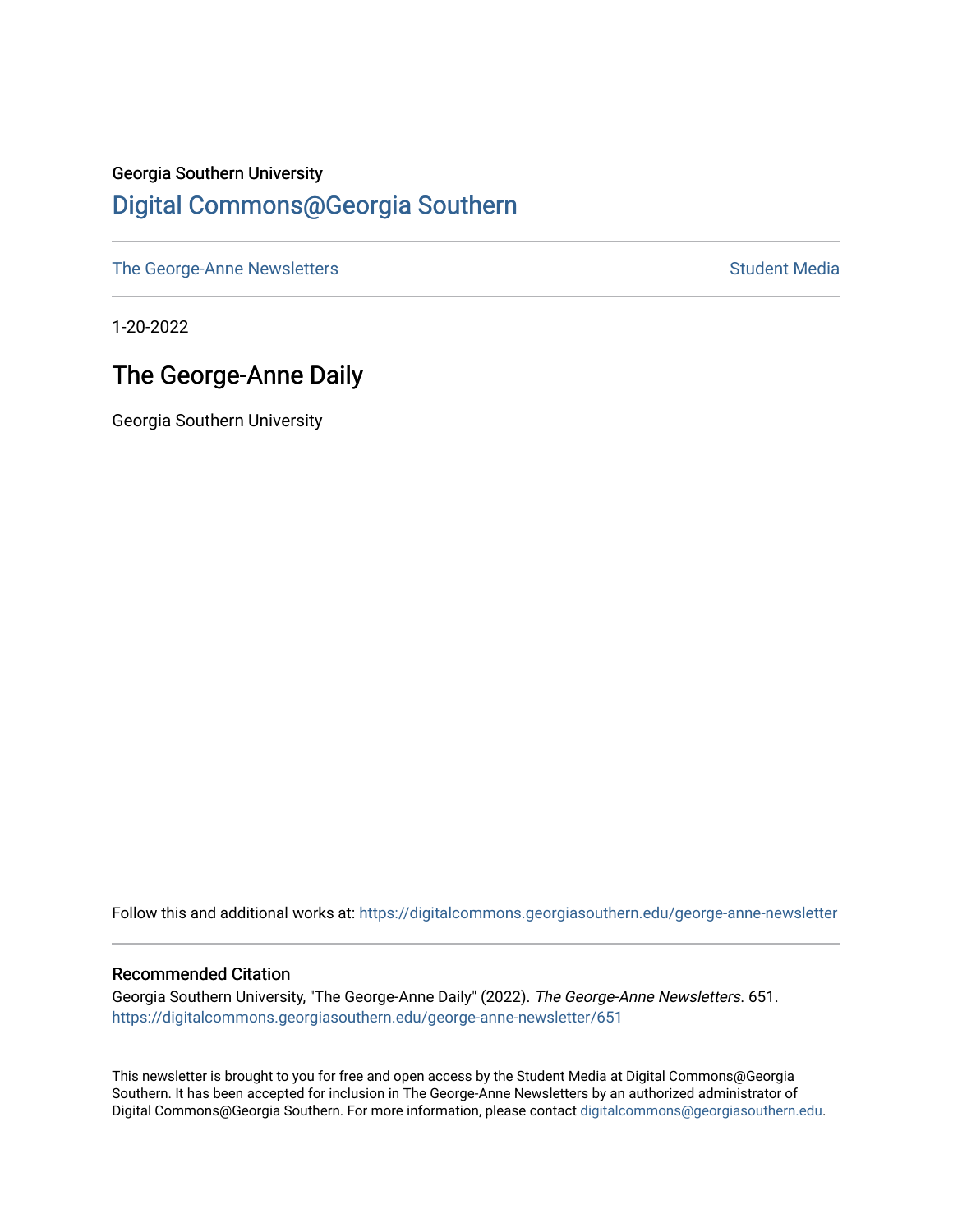Georgia Southern University

# Digital Commons@Georgia Southern

The George-Anne Newsletters | Student Media

1-20-2022

## The George-Anne Daily

Georgia Southern University

Follow this and additional works at: https://digitalcommons.georgiasouthern.edu/george-anne-newsletter

### Recommended Citation

Georgia Southern University, "The George-Anne Daily" (2022). *The George-Anne Newsletters*. 651.
https://digitalcommons.georgiasouthern.edu/george-anne-newsletter/651

This newsletter is brought to you for free and open access by the Student Media at Digital Commons@Georgia Southern. It has been accepted for inclusion in The George-Anne Newsletters by an authorized administrator of Digital Commons@Georgia Southern. For more information, please contact digitalcommons@georgiasouthern.edu.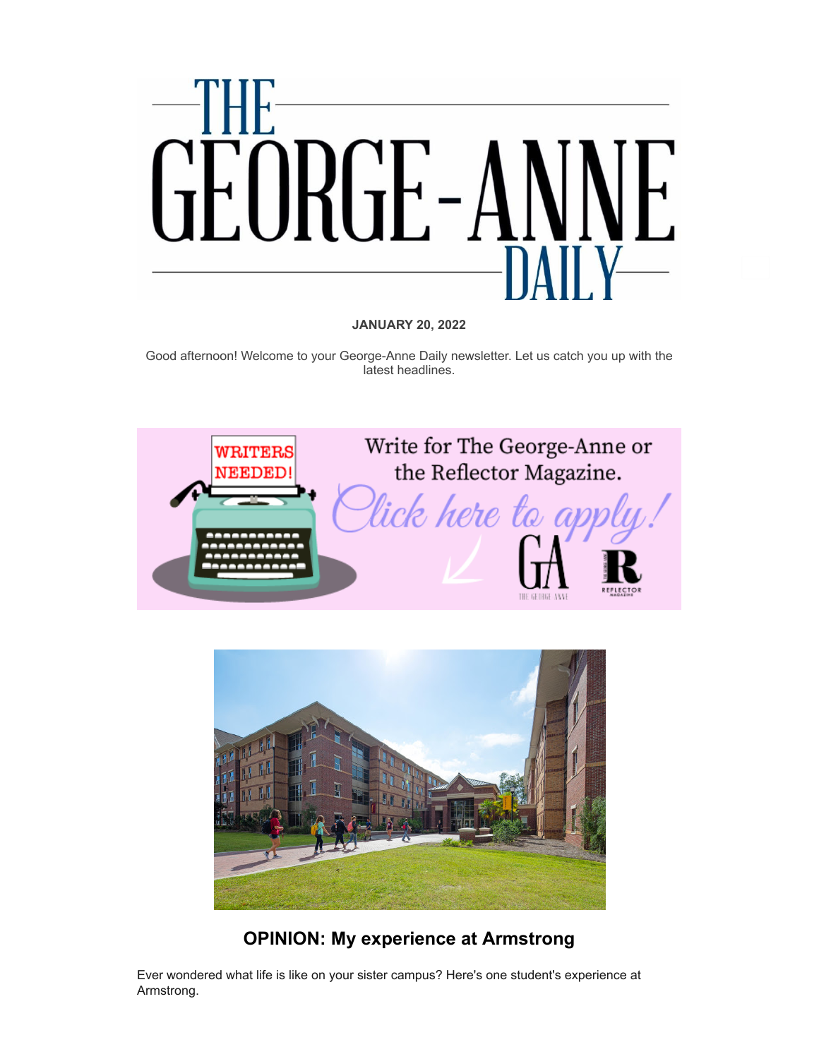# THE GEORGE-ANNE DAILY

**JANUARY 20, 2022**

Good afternoon! Welcome to your George-Anne Daily newsletter. Let us catch you up with the latest headlines.

## OPINION: My experience at Armstrong

Ever wondered what life is like on your sister campus? Here's one student's experience at Armstrong.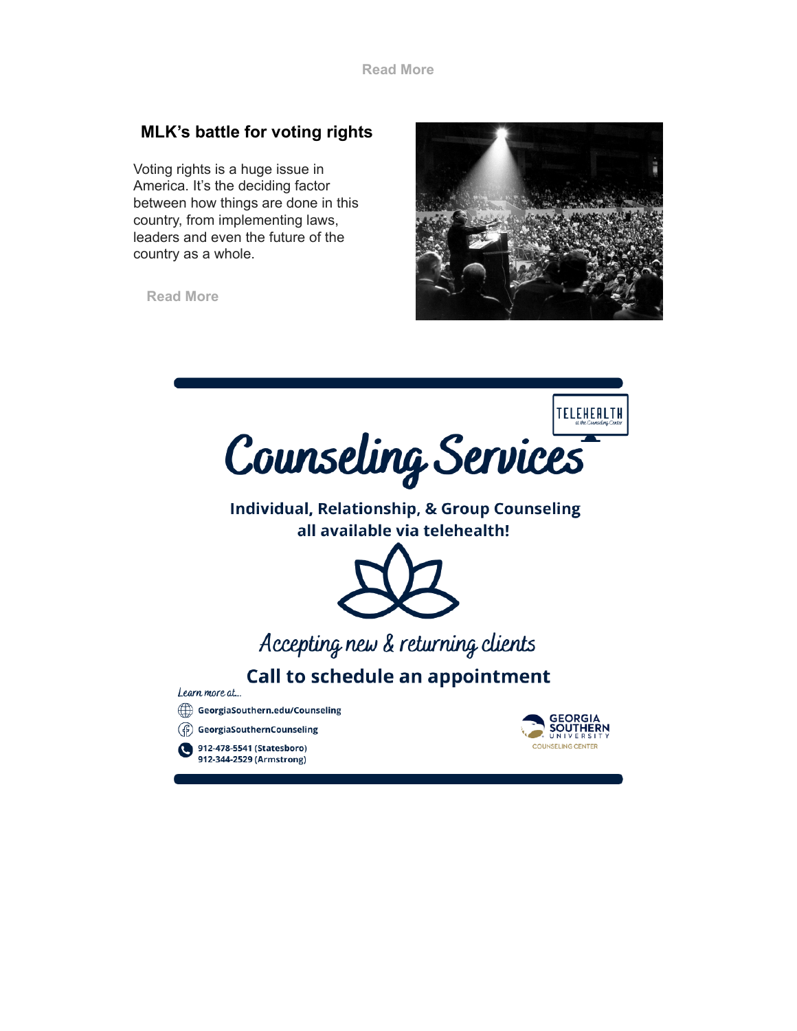Read More

## MLK's battle for voting rights

Voting rights is a huge issue in America. It's the deciding factor between how things are done in this country, from implementing laws, leaders and even the future of the country as a whole.

Read More

TELEHEALTH
at the Counseling Center

# Counseling Services

**Individual, Relationship, & Group Counseling all available via telehealth!**

*Accepting new & returning clients*

**Call to schedule an appointment**

*Learn more at...*

- GeorgiaSouthern.edu/Counseling
- GeorgiaSouthernCounseling
- 912-478-5541 (Statesboro)
  912-344-2529 (Armstrong)

GEORGIA SOUTHERN UNIVERSITY
COUNSELING CENTER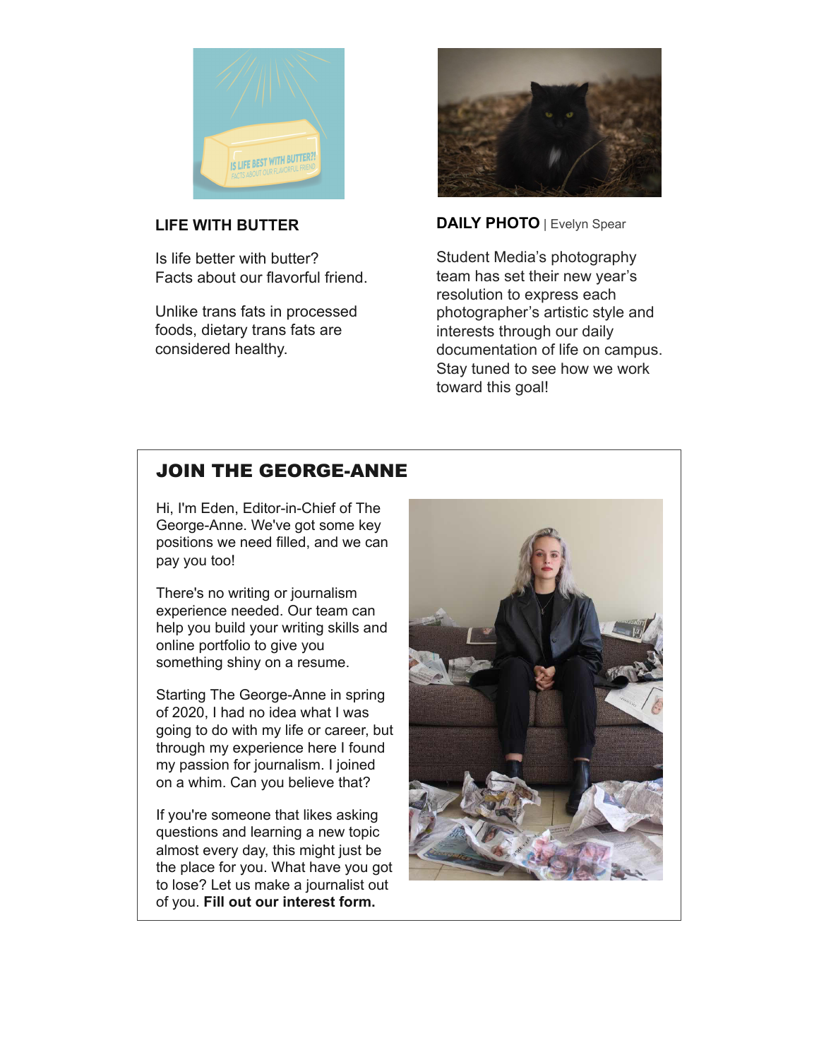### LIFE WITH BUTTER

Is life better with butter?
Facts about our flavorful friend.

Unlike trans fats in processed foods, dietary trans fats are considered healthy.

### DAILY PHOTO | Evelyn Spear

Student Media's photography team has set their new year's resolution to express each photographer's artistic style and interests through our daily documentation of life on campus. Stay tuned to see how we work toward this goal!

## JOIN THE GEORGE-ANNE

Hi, I'm Eden, Editor-in-Chief of The George-Anne. We've got some key positions we need filled, and we can pay you too!

There's no writing or journalism experience needed. Our team can help you build your writing skills and online portfolio to give you something shiny on a resume.

Starting The George-Anne in spring of 2020, I had no idea what I was going to do with my life or career, but through my experience here I found my passion for journalism. I joined on a whim. Can you believe that?

If you're someone that likes asking questions and learning a new topic almost every day, this might just be the place for you. What have you got to lose? Let us make a journalist out of you. **Fill out our interest form.**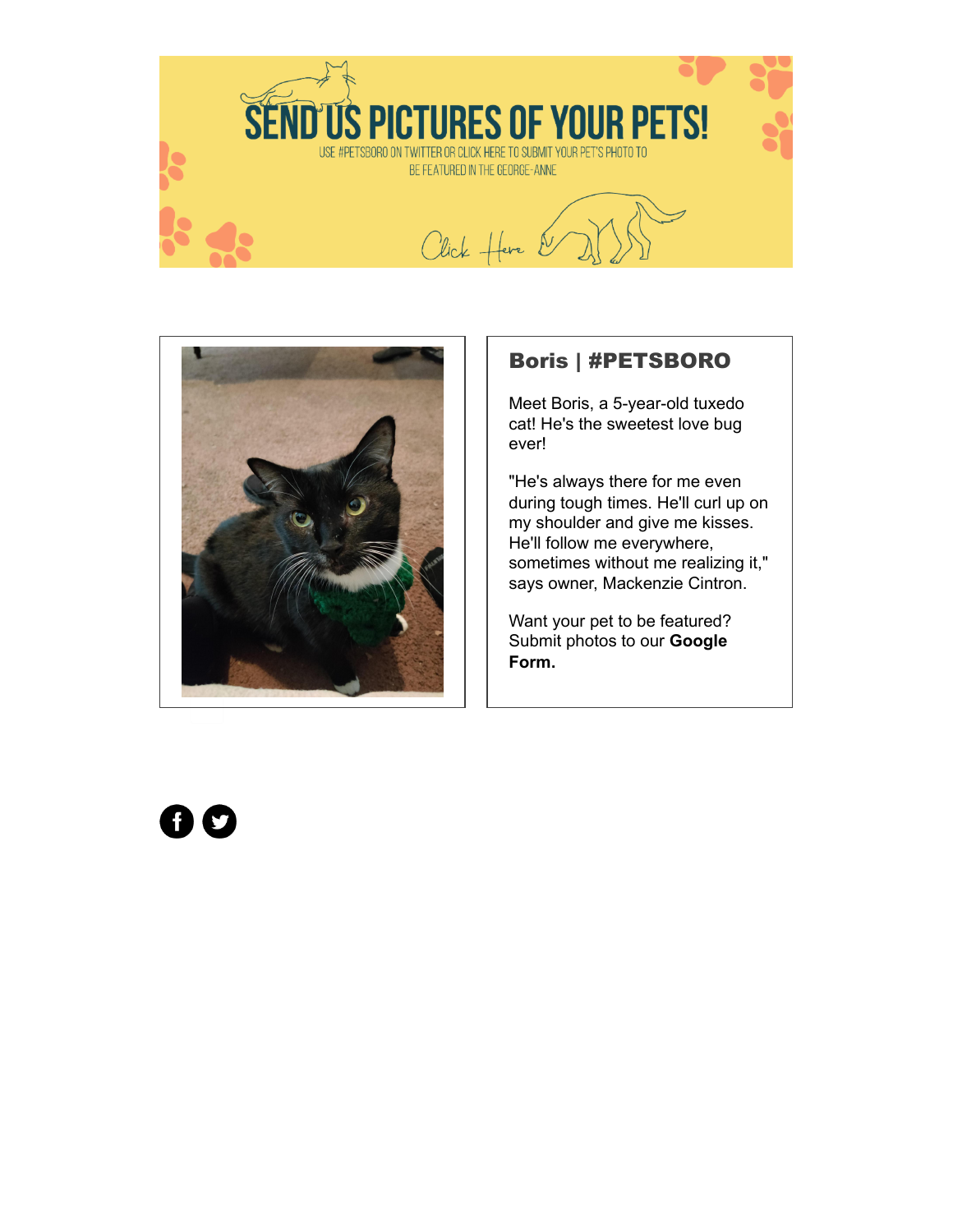SEND US PICTURES OF YOUR PETS!

USE #PETSBORO ON TWITTER OR CLICK HERE TO SUBMIT YOUR PET'S PHOTO TO BE FEATURED IN THE GEORGE-ANNE

Click Here

## Boris | #PETSBORO

Meet Boris, a 5-year-old tuxedo cat! He's the sweetest love bug ever!

"He's always there for me even during tough times. He'll curl up on my shoulder and give me kisses. He'll follow me everywhere, sometimes without me realizing it," says owner, Mackenzie Cintron.

Want your pet to be featured? Submit photos to our **Google Form.**